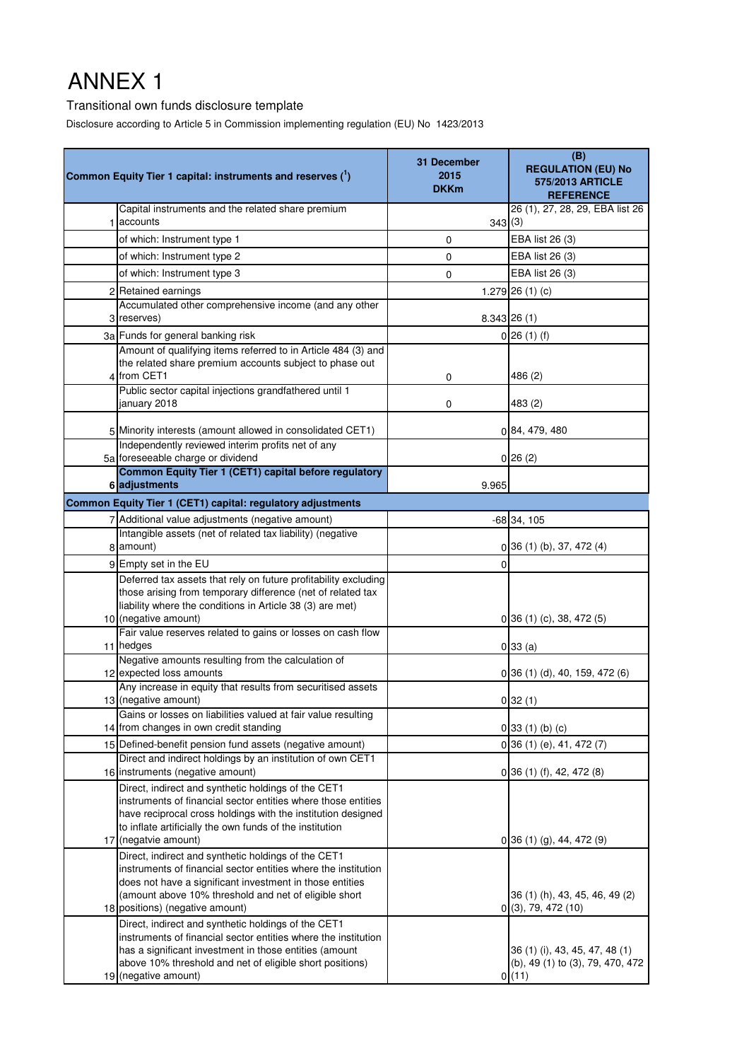# ANNEX 1

Transitional own funds disclosure template

Disclosure according to Article 5 in Commission implementing regulation (EU) No 1423/2013

| | Common Equity Tier 1 capital: instruments and reserves ([1]) | 31 December 2015 DKKm | (B) REGULATION (EU) No 575/2013 ARTICLE REFERENCE |
|---|---|---|---|
| 1 | Capital instruments and the related share premium accounts | 343 | 26 (1), 27, 28, 29, EBA list 26 (3) |
| | of which: Instrument type 1 | 0 | EBA list 26 (3) |
| | of which: Instrument type 2 | 0 | EBA list 26 (3) |
| | of which: Instrument type 3 | 0 | EBA list 26 (3) |
| 2 | Retained earnings | 1.279 | 26 (1) (c) |
| 3 | Accumulated other comprehensive income (and any other reserves) | 8.343 | 26 (1) |
| 3a | Funds for general banking risk | 0 | 26 (1) (f) |
| 4 | Amount of qualifying items referred to in Article 484 (3) and the related share premium accounts subject to phase out from CET1 | 0 | 486 (2) |
| | Public sector capital injections grandfathered until 1 january 2018 | 0 | 483 (2) |
| 5 | Minority interests (amount allowed in consolidated CET1) | 0 | 84, 479, 480 |
| 5a | Independently reviewed interim profits net of any foreseeable charge or dividend | 0 | 26 (2) |
| 6 | **Common Equity Tier 1 (CET1) capital before regulatory adjustments** | 9.965 | |
| | **Common Equity Tier 1 (CET1) capital: regulatory adjustments** | | |
| 7 | Additional value adjustments (negative amount) | -68 | 34, 105 |
| 8 | Intangible assets (net of related tax liability) (negative amount) | 0 | 36 (1) (b), 37, 472 (4) |
| 9 | Empty set in the EU | 0 | |
| 10 | Deferred tax assets that rely on future profitability excluding those arising from temporary difference (net of related tax liability where the conditions in Article 38 (3) are met) (negative amount) | 0 | 36 (1) (c), 38, 472 (5) |
| 11 | Fair value reserves related to gains or losses on cash flow hedges | 0 | 33 (a) |
| 12 | Negative amounts resulting from the calculation of expected loss amounts | 0 | 36 (1) (d), 40, 159, 472 (6) |
| 13 | Any increase in equity that results from securitised assets (negative amount) | 0 | 32 (1) |
| 14 | Gains or losses on liabilities valued at fair value resulting from changes in own credit standing | 0 | 33 (1) (b) (c) |
| 15 | Defined-benefit pension fund assets (negative amount) | 0 | 36 (1) (e), 41, 472 (7) |
| 16 | Direct and indirect holdings by an institution of own CET1 instruments (negative amount) | 0 | 36 (1) (f), 42, 472 (8) |
| 17 | Direct, indirect and synthetic holdings of the CET1 instruments of financial sector entities where those entities have reciprocal cross holdings with the institution designed to inflate artificially the own funds of the institution (negatvie amount) | 0 | 36 (1) (g), 44, 472 (9) |
| 18 | Direct, indirect and synthetic holdings of the CET1 instruments of financial sector entities where the institution does not have a significant investment in those entities (amount above 10% threshold and net of eligible short positions) (negative amount) | 0 | 36 (1) (h), 43, 45, 46, 49 (2) (3), 79, 472 (10) |
| 19 | Direct, indirect and synthetic holdings of the CET1 instruments of financial sector entities where the institution has a significant investment in those entities (amount above 10% threshold and net of eligible short positions) (negative amount) | 0 | 36 (1) (i), 43, 45, 47, 48 (1) (b), 49 (1) to (3), 79, 470, 472 (11) |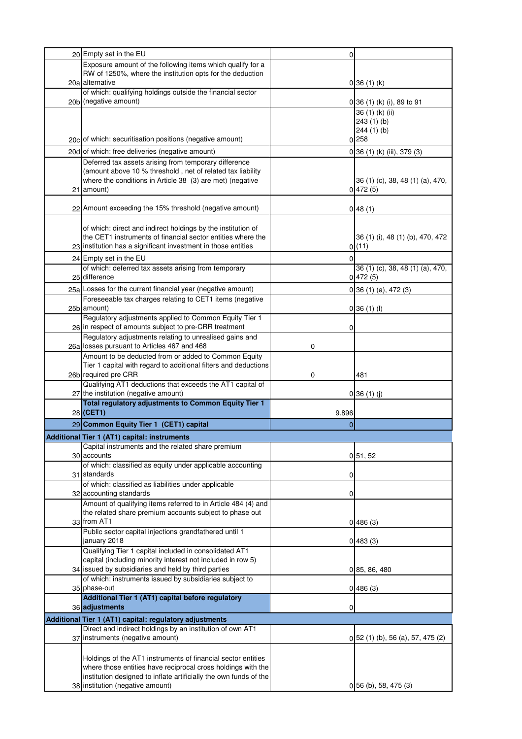| | | | |
|---|---|---|---|
| 20 | Empty set in the EU | 0 | |
| 20a | Exposure amount of the following items which qualify for a RW of 1250%, where the institution opts for the deduction alternative | 0 | 36 (1) (k) |
| 20b | of which: qualifying holdings outside the financial sector (negative amount) | 0 | 36 (1) (k) (i), 89 to 91 |
| 20c | of which: securitisation positions (negative amount) | 0 | 36 (1) (k) (ii) 243 (1) (b) 244 (1) (b) 258 |
| 20d | of which: free deliveries (negative amount) | 0 | 36 (1) (k) (iii), 379 (3) |
| 21 | Deferred tax assets arising from temporary difference (amount above 10 % threshold , net of related tax liability where the conditions in Article 38 (3) are met) (negative amount) | 0 | 36 (1) (c), 38, 48 (1) (a), 470, 472 (5) |
| 22 | Amount exceeding the 15% threshold (negative amount) | 0 | 48 (1) |
| 23 | of which: direct and indirect holdings by the institution of the CET1 instruments of financial sector entities where the institution has a significant investment in those entities | 0 | 36 (1) (i), 48 (1) (b), 470, 472 (11) |
| 24 | Empty set in the EU | 0 | |
| 25 | of which: deferred tax assets arising from temporary difference | 0 | 36 (1) (c), 38, 48 (1) (a), 470, 472 (5) |
| 25a | Losses for the current financial year (negative amount) | 0 | 36 (1) (a), 472 (3) |
| 25b | Foreseeable tax charges relating to CET1 items (negative amount) | 0 | 36 (1) (l) |
| 26 | Regulatory adjustments applied to Common Equity Tier 1 in respect of amounts subject to pre-CRR treatment | 0 | |
| 26a | Regulatory adjustments relating to unrealised gains and losses pursuant to Articles 467 and 468 | 0 | |
| 26b | Amount to be deducted from or added to Common Equity Tier 1 capital with regard to additional filters and deductions required pre CRR | 0 | 481 |
| 27 | Qualifying AT1 deductions that exceeds the AT1 capital of the institution (negative amount) | 0 | 36 (1) (j) |
| 28 | **Total regulatory adjustments to Common Equity Tier 1 (CET1)** | 9.896 | |
| 29 | **Common Equity Tier 1 (CET1) capital** | 0 | |
| **Additional Tier 1 (AT1) capital: instruments** | | | |
| 30 | Capital instruments and the related share premium accounts | 0 | 51, 52 |
| 31 | of which: classified as equity under applicable accounting standards | 0 | |
| 32 | of which: classified as liabilities under applicable accounting standards | 0 | |
| 33 | Amount of qualifying items referred to in Article 484 (4) and the related share premium accounts subject to phase out from AT1 | 0 | 486 (3) |
| | Public sector capital injections grandfathered until 1 january 2018 | 0 | 483 (3) |
| 34 | Qualifying Tier 1 capital included in consolidated AT1 capital (including minority interest not included in row 5) issued by subsidiaries and held by third parties | 0 | 85, 86, 480 |
| 35 | of which: instruments issued by subsidiaries subject to phase-out | 0 | 486 (3) |
| 36 | **Additional Tier 1 (AT1) capital before regulatory adjustments** | 0 | |
| **Additional Tier 1 (AT1) capital: regulatory adjustments** | | | |
| 37 | Direct and indirect holdings by an institution of own AT1 instruments (negative amount) | 0 | 52 (1) (b), 56 (a), 57, 475 (2) |
| 38 | Holdings of the AT1 instruments of financial sector entities where those entities have reciprocal cross holdings with the institution designed to inflate artificially the own funds of the institution (negative amount) | 0 | 56 (b), 58, 475 (3) |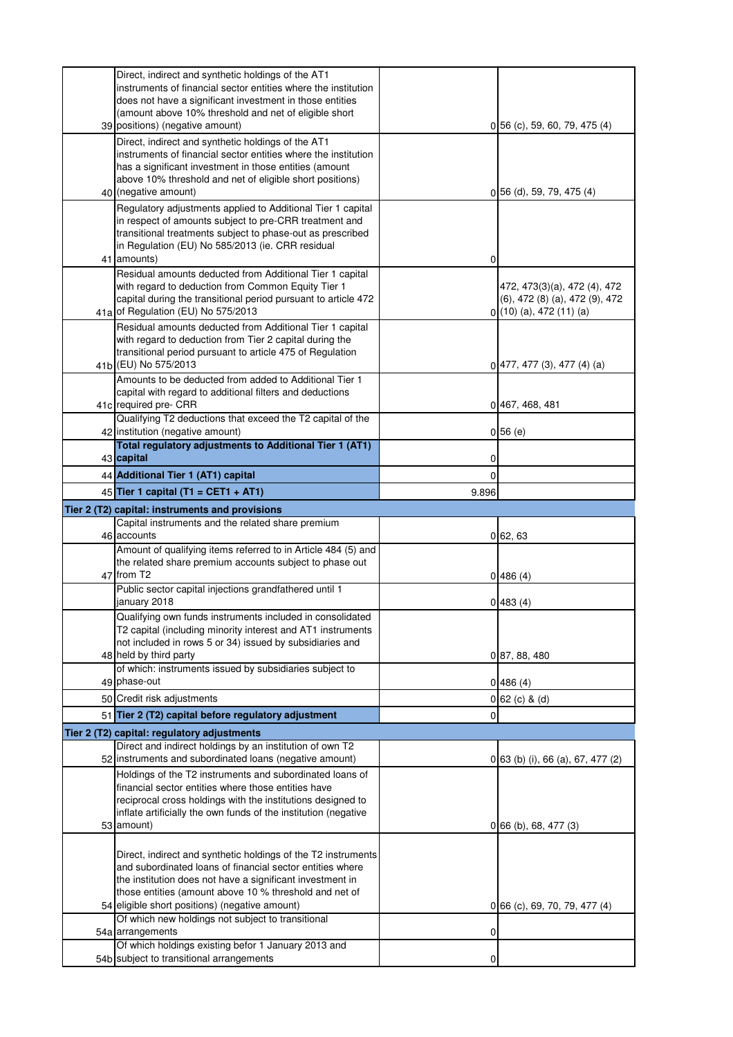| | | | |
|---|---|---|---|
| 39 | Direct, indirect and synthetic holdings of the AT1 instruments of financial sector entities where the institution does not have a significant investment in those entities (amount above 10% threshold and net of eligible short positions) (negative amount) | 0 | 56 (c), 59, 60, 79, 475 (4) |
| 40 | Direct, indirect and synthetic holdings of the AT1 instruments of financial sector entities where the institution has a significant investment in those entities (amount above 10% threshold and net of eligible short positions) (negative amount) | 0 | 56 (d), 59, 79, 475 (4) |
| 41 | Regulatory adjustments applied to Additional Tier 1 capital in respect of amounts subject to pre-CRR treatment and transitional treatments subject to phase-out as prescribed in Regulation (EU) No 585/2013 (ie. CRR residual amounts) | 0 | |
| 41a | Residual amounts deducted from Additional Tier 1 capital with regard to deduction from Common Equity Tier 1 capital during the transitional period pursuant to article 472 of Regulation (EU) No 575/2013 | 0 | 472, 473(3)(a), 472 (4), 472 (6), 472 (8) (a), 472 (9), 472 (10) (a), 472 (11) (a) |
| 41b | Residual amounts deducted from Additional Tier 1 capital with regard to deduction from Tier 2 capital during the transitional period pursuant to article 475 of Regulation (EU) No 575/2013 | 0 | 477, 477 (3), 477 (4) (a) |
| 41c | Amounts to be deducted from added to Additional Tier 1 capital with regard to additional filters and deductions required pre- CRR | 0 | 467, 468, 481 |
| 42 | Qualifying T2 deductions that exceed the T2 capital of the institution (negative amount) | 0 | 56 (e) |
| 43 | **Total regulatory adjustments to Additional Tier 1 (AT1) capital** | 0 | |
| 44 | **Additional Tier 1 (AT1) capital** | 0 | |
| 45 | **Tier 1 capital (T1 = CET1 + AT1)** | 9.896 | |
| **Tier 2 (T2) capital: instruments and provisions** | | | |
| 46 | Capital instruments and the related share premium accounts | 0 | 62, 63 |
| 47 | Amount of qualifying items referred to in Article 484 (5) and the related share premium accounts subject to phase out from T2 | 0 | 486 (4) |
| | Public sector capital injections grandfathered until 1 january 2018 | 0 | 483 (4) |
| 48 | Qualifying own funds instruments included in consolidated T2 capital (including minority interest and AT1 instruments not included in rows 5 or 34) issued by subsidiaries and held by third party | 0 | 87, 88, 480 |
| 49 | of which: instruments issued by subsidiaries subject to phase-out | 0 | 486 (4) |
| 50 | Credit risk adjustments | 0 | 62 (c) & (d) |
| 51 | **Tier 2 (T2) capital before regulatory adjustment** | 0 | |
| **Tier 2 (T2) capital: regulatory adjustments** | | | |
| 52 | Direct and indirect holdings by an institution of own T2 instruments and subordinated loans (negative amount) | 0 | 63 (b) (i), 66 (a), 67, 477 (2) |
| 53 | Holdings of the T2 instruments and subordinated loans of financial sector entities where those entities have reciprocal cross holdings with the institutions designed to inflate artificially the own funds of the institution (negative amount) | 0 | 66 (b), 68, 477 (3) |
| 54 | Direct, indirect and synthetic holdings of the T2 instruments and subordinated loans of financial sector entities where the institution does not have a significant investment in those entities (amount above 10 % threshold and net of eligible short positions) (negative amount) | 0 | 66 (c), 69, 70, 79, 477 (4) |
| 54a | Of which new holdings not subject to transitional arrangements | 0 | |
| 54b | Of which holdings existing befor 1 January 2013 and subject to transitional arrangements | 0 | |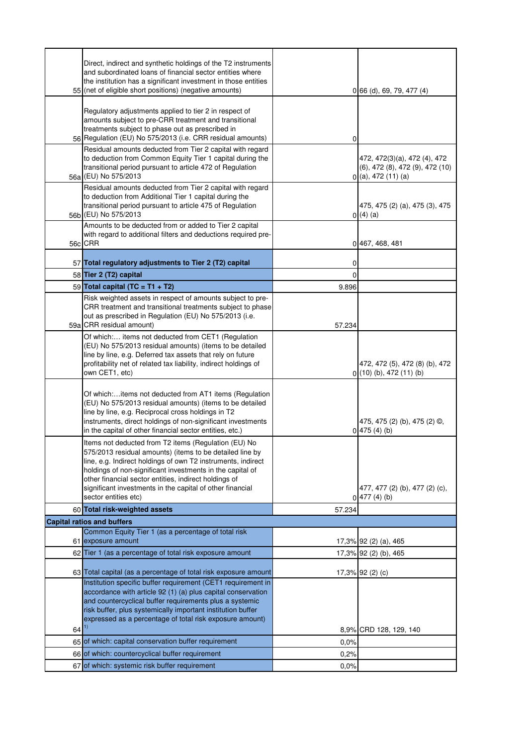| | | | |
|---|---|---|---|
| 55 | Direct, indirect and synthetic holdings of the T2 instruments and subordinated loans of financial sector entities where the institution has a significant investment in those entities (net of eligible short positions) (negative amounts) | 0 | 66 (d), 69, 79, 477 (4) |
| 56 | Regulatory adjustments applied to tier 2 in respect of amounts subject to pre-CRR treatment and transitional treatments subject to phase out as prescribed in Regulation (EU) No 575/2013 (i.e. CRR residual amounts) | 0 | |
| 56a | Residual amounts deducted from Tier 2 capital with regard to deduction from Common Equity Tier 1 capital during the transitional period pursuant to article 472 of Regulation (EU) No 575/2013 | 0 | 472, 472(3)(a), 472 (4), 472 (6), 472 (8), 472 (9), 472 (10) (a), 472 (11) (a) |
| 56b | Residual amounts deducted from Tier 2 capital with regard to deduction from Additional Tier 1 capital during the transitional period pursuant to article 475 of Regulation (EU) No 575/2013 | 0 | 475, 475 (2) (a), 475 (3), 475 (4) (a) |
| 56c | Amounts to be deducted from or added to Tier 2 capital with regard to additional filters and deductions required pre-CRR | 0 | 467, 468, 481 |
| 57 | **Total regulatory adjustments to Tier 2 (T2) capital** | 0 | |
| 58 | **Tier 2 (T2) capital** | 0 | |
| 59 | **Total capital (TC = T1 + T2)** | 9.896 | |
| 59a | Risk weighted assets in respect of amounts subject to pre-CRR treatment and transitional treatments subject to phase out as prescribed in Regulation (EU) No 575/2013 (i.e. CRR residual amount) | 57.234 | |
| | Of which:… items not deducted from CET1 (Regulation (EU) No 575/2013 residual amounts) (items to be detailed line by line, e.g. Deferred tax assets that rely on future profitability net of related tax liability, indirect holdings of own CET1, etc) | 0 | 472, 472 (5), 472 (8) (b), 472 (10) (b), 472 (11) (b) |
| | Of which:…items not deducted from AT1 items (Regulation (EU) No 575/2013 residual amounts) (items to be detailed line by line, e.g. Reciprocal cross holdings in T2 instruments, direct holdings of non-significant investments in the capital of other financial sector entities, etc.) | 0 | 475, 475 (2) (b), 475 (2) ©, 475 (4) (b) |
| | Items not deducted from T2 items (Regulation (EU) No 575/2013 residual amounts) (items to be detailed line by line, e.g. Indirect holdings of own T2 instruments, indirect holdings of non-significant investments in the capital of other financial sector entities, indirect holdings of significant investments in the capital of other financial sector entities etc) | 0 | 477, 477 (2) (b), 477 (2) (c), 477 (4) (b) |
| 60 | **Total risk-weighted assets** | 57.234 | |
| **Capital ratios and buffers** | | | |
| 61 | Common Equity Tier 1 (as a percentage of total risk exposure amount | 17,3% | 92 (2) (a), 465 |
| 62 | Tier 1 (as a percentage of total risk exposure amount | 17,3% | 92 (2) (b), 465 |
| 63 | Total capital (as a percentage of total risk exposure amount | 17,3% | 92 (2) (c) |
| 64 | Institution specific buffer requirement (CET1 requirement in accordance with article 92 (1) (a) plus capital conservation and countercyclical buffer requirements plus a systemic risk buffer, plus systemically important institution buffer expressed as a percentage of total risk exposure amount) [1] | 8,9% | CRD 128, 129, 140 |
| 65 | of which: capital conservation buffer requirement | 0,0% | |
| 66 | of which: countercyclical buffer requirement | 0,2% | |
| 67 | of which: systemic risk buffer requirement | 0,0% | |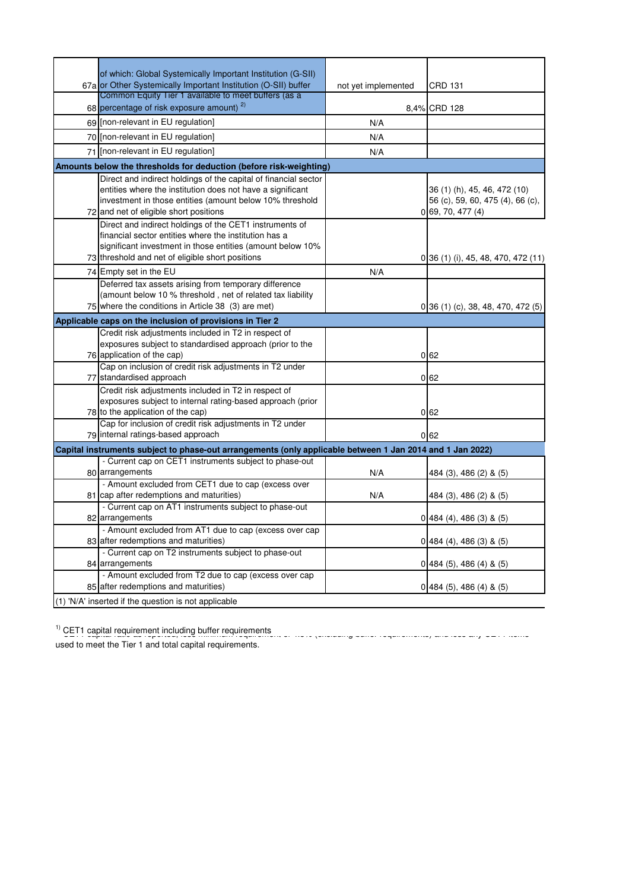| | | | |
|---|---|---|---|
| 67a | of which: Global Systemically Important Institution (G-SII) or Other Systemically Important Institution (O-SII) buffer | not yet implemented | CRD 131 |
| 68 | Common Equity Tier 1 available to meet buffers (as a percentage of risk exposure amount) [2] | 8,4% | CRD 128 |
| 69 | [non-relevant in EU regulation] | N/A | |
| 70 | [non-relevant in EU regulation] | N/A | |
| 71 | [non-relevant in EU regulation] | N/A | |
| **Amounts below the thresholds for deduction (before risk-weighting)** | | | |
| 72 | Direct and indirect holdings of the capital of financial sector entities where the institution does not have a significant investment in those entities (amount below 10% threshold and net of eligible short positions | 0 | 36 (1) (h), 45, 46, 472 (10) 56 (c), 59, 60, 475 (4), 66 (c), 69, 70, 477 (4) |
| 73 | Direct and indirect holdings of the CET1 instruments of financial sector entities where the institution has a significant investment in those entities (amount below 10% threshold and net of eligible short positions | 0 | 36 (1) (i), 45, 48, 470, 472 (11) |
| 74 | Empty set in the EU | N/A | |
| 75 | Deferred tax assets arising from temporary difference (amount below 10 % threshold , net of related tax liability where the conditions in Article 38 (3) are met) | 0 | 36 (1) (c), 38, 48, 470, 472 (5) |
| **Applicable caps on the inclusion of provisions in Tier 2** | | | |
| 76 | Credit risk adjustments included in T2 in respect of exposures subject to standardised approach (prior to the application of the cap) | 0 | 62 |
| 77 | Cap on inclusion of credit risk adjustments in T2 under standardised approach | 0 | 62 |
| 78 | Credit risk adjustments included in T2 in respect of exposures subject to internal rating-based approach (prior to the application of the cap) | 0 | 62 |
| 79 | Cap for inclusion of credit risk adjustments in T2 under internal ratings-based approach | 0 | 62 |
| **Capital instruments subject to phase-out arrangements (only applicable between 1 Jan 2014 and 1 Jan 2022)** | | | |
| 80 | - Current cap on CET1 instruments subject to phase-out arrangements | N/A | 484 (3), 486 (2) & (5) |
| 81 | - Amount excluded from CET1 due to cap (excess over cap after redemptions and maturities) | N/A | 484 (3), 486 (2) & (5) |
| 82 | - Current cap on AT1 instruments subject to phase-out arrangements | 0 | 484 (4), 486 (3) & (5) |
| 83 | - Amount excluded from AT1 due to cap (excess over cap after redemptions and maturities) | 0 | 484 (4), 486 (3) & (5) |
| 84 | - Current cap on T2 instruments subject to phase-out arrangements | 0 | 484 (5), 486 (4) & (5) |
| 85 | - Amount excluded from T2 due to cap (excess over cap after redemptions and maturities) | 0 | 484 (5), 486 (4) & (5) |

(1) 'N/A' inserted if the question is not applicable

[1] CET1 capital requirement including buffer requirements

used to meet the Tier 1 and total capital requirements.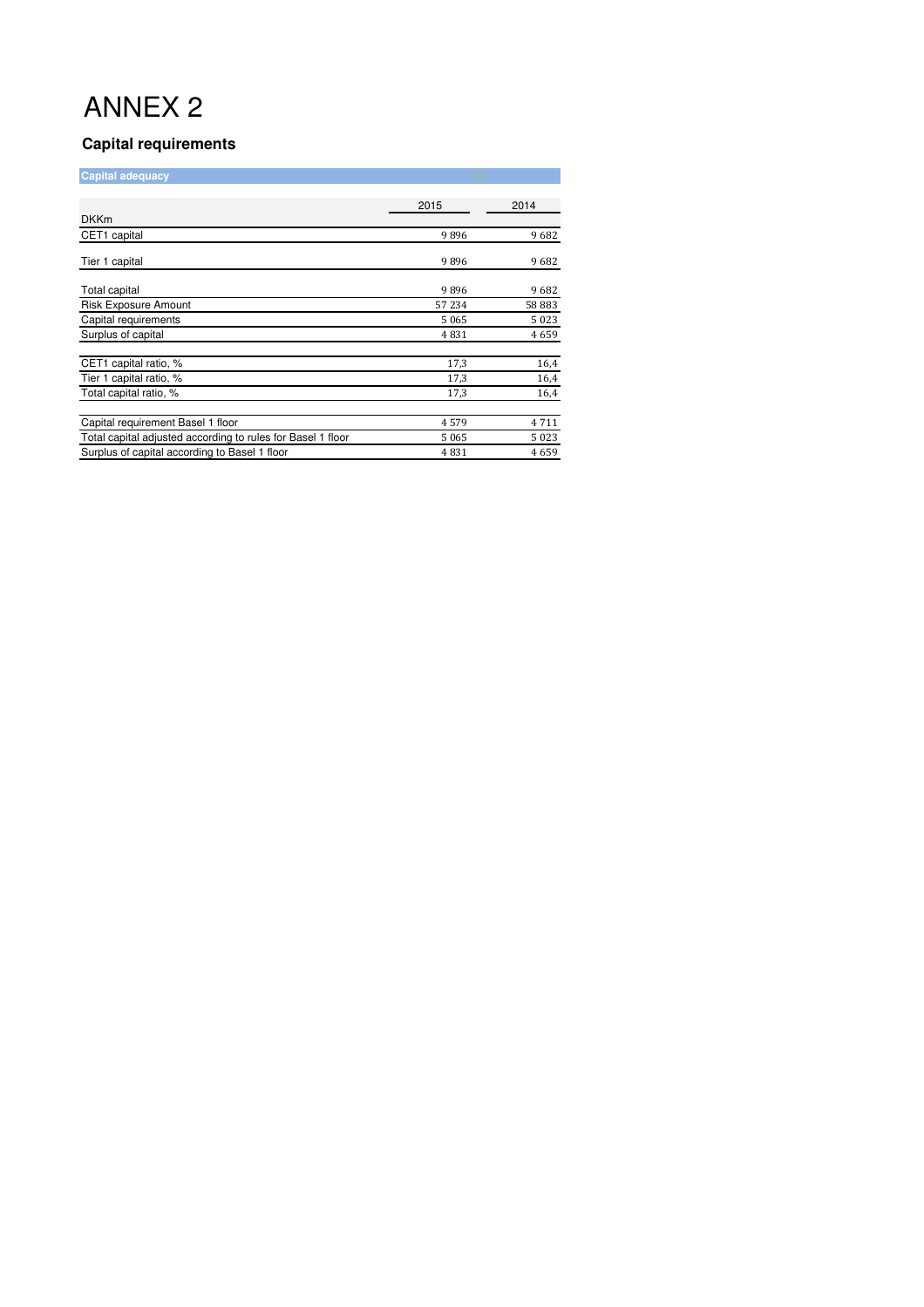# ANNEX 2

## Capital requirements

| Capital adequacy | | |
|---|---|---|
| DKKm | 2015 | 2014 |
| CET1 capital | 9 896 | 9 682 |
| Tier 1 capital | 9 896 | 9 682 |
| Total capital | 9 896 | 9 682 |
| Risk Exposure Amount | 57 234 | 58 883 |
| Capital requirements | 5 065 | 5 023 |
| Surplus of capital | 4 831 | 4 659 |
| CET1 capital ratio, % | 17,3 | 16,4 |
| Tier 1 capital ratio, % | 17,3 | 16,4 |
| Total capital ratio, % | 17,3 | 16,4 |
| Capital requirement Basel 1 floor | 4 579 | 4 711 |
| Total capital adjusted according to rules for Basel 1 floor | 5 065 | 5 023 |
| Surplus of capital according to Basel 1 floor | 4 831 | 4 659 |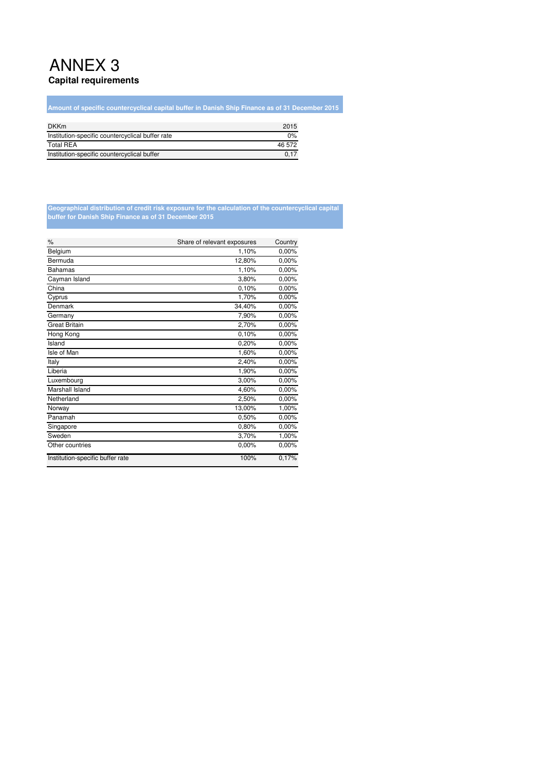# ANNEX 3

## Capital requirements

**Amount of specific countercyclical capital buffer in Danish Ship Finance as of 31 December 2015**

| DKKm | 2015 |
|---|---|
| Institution-specific countercyclical buffer rate | 0% |
| Total REA | 46 572 |
| Institution-specific countercyclical buffer | 0,17 |

**Geographical distribution of credit risk exposure for the calculation of the countercyclical capital buffer for Danish Ship Finance as of 31 December 2015**

| % | Share of relevant exposures | Country |
|---|---|---|
| Belgium | 1,10% | 0,00% |
| Bermuda | 12,80% | 0,00% |
| Bahamas | 1,10% | 0,00% |
| Cayman Island | 3,80% | 0,00% |
| China | 0,10% | 0,00% |
| Cyprus | 1,70% | 0,00% |
| Denmark | 34,40% | 0,00% |
| Germany | 7,90% | 0,00% |
| Great Britain | 2,70% | 0,00% |
| Hong Kong | 0,10% | 0,00% |
| Island | 0,20% | 0,00% |
| Isle of Man | 1,60% | 0,00% |
| Italy | 2,40% | 0,00% |
| Liberia | 1,90% | 0,00% |
| Luxembourg | 3,00% | 0,00% |
| Marshall Island | 4,60% | 0,00% |
| Netherland | 2,50% | 0,00% |
| Norway | 13,00% | 1,00% |
| Panamah | 0,50% | 0,00% |
| Singapore | 0,80% | 0,00% |
| Sweden | 3,70% | 1,00% |
| Other countries | 0,00% | 0,00% |
| Institution-specific buffer rate | 100% | 0,17% |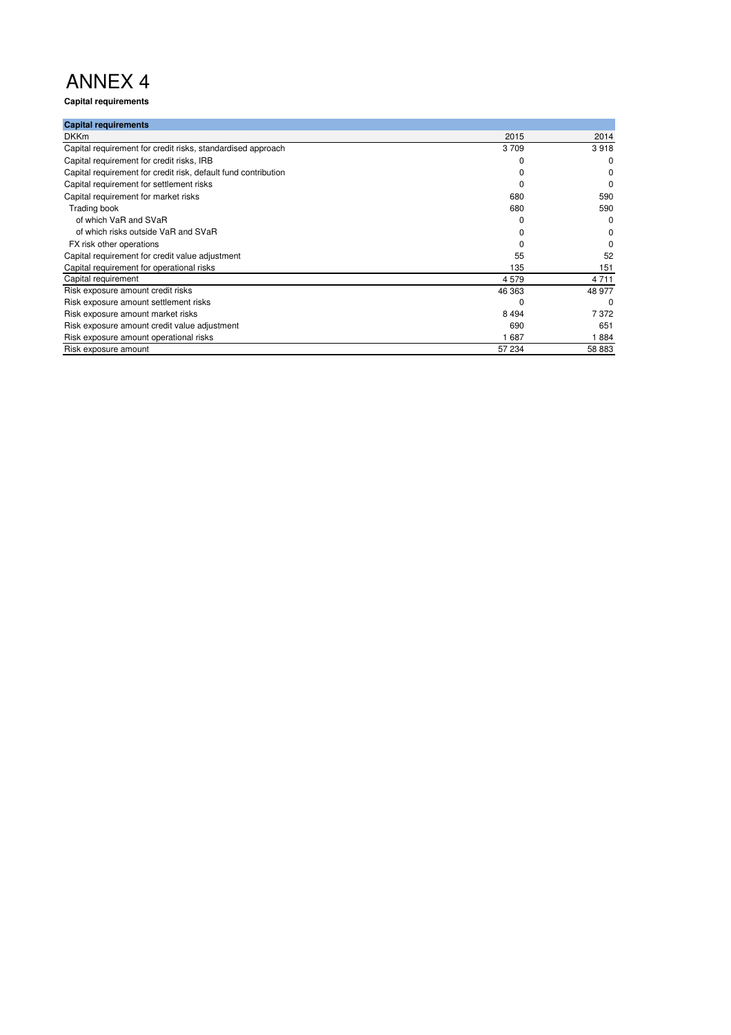# ANNEX 4

**Capital requirements**

| Capital requirements | | |
|---|---|---|
| DKKm | 2015 | 2014 |
| Capital requirement for credit risks, standardised approach | 3 709 | 3 918 |
| Capital requirement for credit risks, IRB | 0 | 0 |
| Capital requirement for credit risk, default fund contribution | 0 | 0 |
| Capital requirement for settlement risks | 0 | 0 |
| Capital requirement for market risks | 680 | 590 |
| Trading book | 680 | 590 |
| of which VaR and SVaR | 0 | 0 |
| of which risks outside VaR and SVaR | 0 | 0 |
| FX risk other operations | 0 | 0 |
| Capital requirement for credit value adjustment | 55 | 52 |
| Capital requirement for operational risks | 135 | 151 |
| Capital requirement | 4 579 | 4 711 |
| Risk exposure amount credit risks | 46 363 | 48 977 |
| Risk exposure amount settlement risks | 0 | 0 |
| Risk exposure amount market risks | 8 494 | 7 372 |
| Risk exposure amount credit value adjustment | 690 | 651 |
| Risk exposure amount operational risks | 1 687 | 1 884 |
| Risk exposure amount | 57 234 | 58 883 |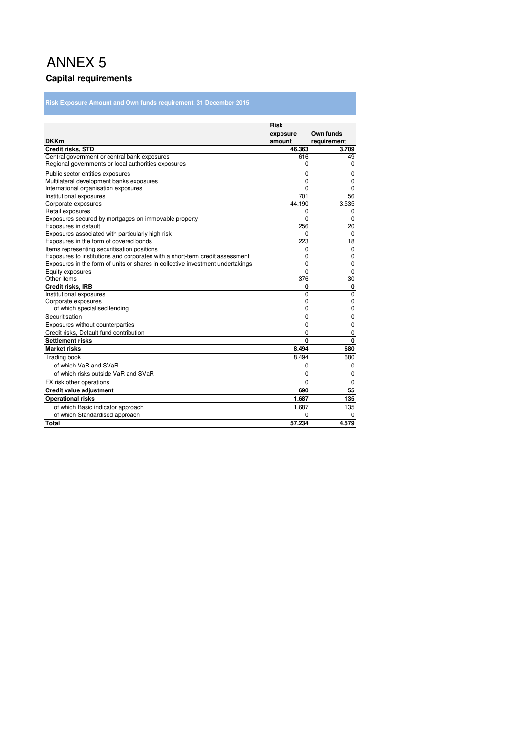# ANNEX 5

## Capital requirements

**Risk Exposure Amount and Own funds requirement, 31 December 2015**

| DKKm | Risk exposure amount | Own funds requirement |
|---|---|---|
| **Credit risks, STD** | **46.363** | **3.709** |
| Central government or central bank exposures | 616 | 49 |
| Regional governments or local authorities exposures | 0 | 0 |
| Public sector entities exposures | 0 | 0 |
| Multilateral development banks exposures | 0 | 0 |
| International organisation exposures | 0 | 0 |
| Institutional exposures | 701 | 56 |
| Corporate exposures | 44.190 | 3.535 |
| Retail exposures | 0 | 0 |
| Exposures secured by mortgages on immovable property | 0 | 0 |
| Exposures in default | 256 | 20 |
| Exposures associated with particularly high risk | 0 | 0 |
| Exposures in the form of covered bonds | 223 | 18 |
| Items representing securitisation positions | 0 | 0 |
| Exposures to institutions and corporates with a short-term credit assessment | 0 | 0 |
| Exposures in the form of units or shares in collective investment undertakings | 0 | 0 |
| Equity exposures | 0 | 0 |
| Other items | 376 | 30 |
| **Credit risks, IRB** | **0** | **0** |
| Institutional exposures | 0 | 0 |
| Corporate exposures | 0 | 0 |
| of which specialised lending | 0 | 0 |
| Securitisation | 0 | 0 |
| Exposures without counterparties | 0 | 0 |
| Credit risks, Default fund contribution | 0 | 0 |
| **Settlement risks** | **0** | **0** |
| **Market risks** | **8.494** | **680** |
| Trading book | 8.494 | 680 |
| of which VaR and SVaR | 0 | 0 |
| of which risks outside VaR and SVaR | 0 | 0 |
| FX risk other operations | 0 | 0 |
| **Credit value adjustment** | **690** | **55** |
| **Operational risks** | **1.687** | **135** |
| of which Basic indicator approach | 1.687 | 135 |
| of which Standardised approach | 0 | 0 |
| **Total** | **57.234** | **4.579** |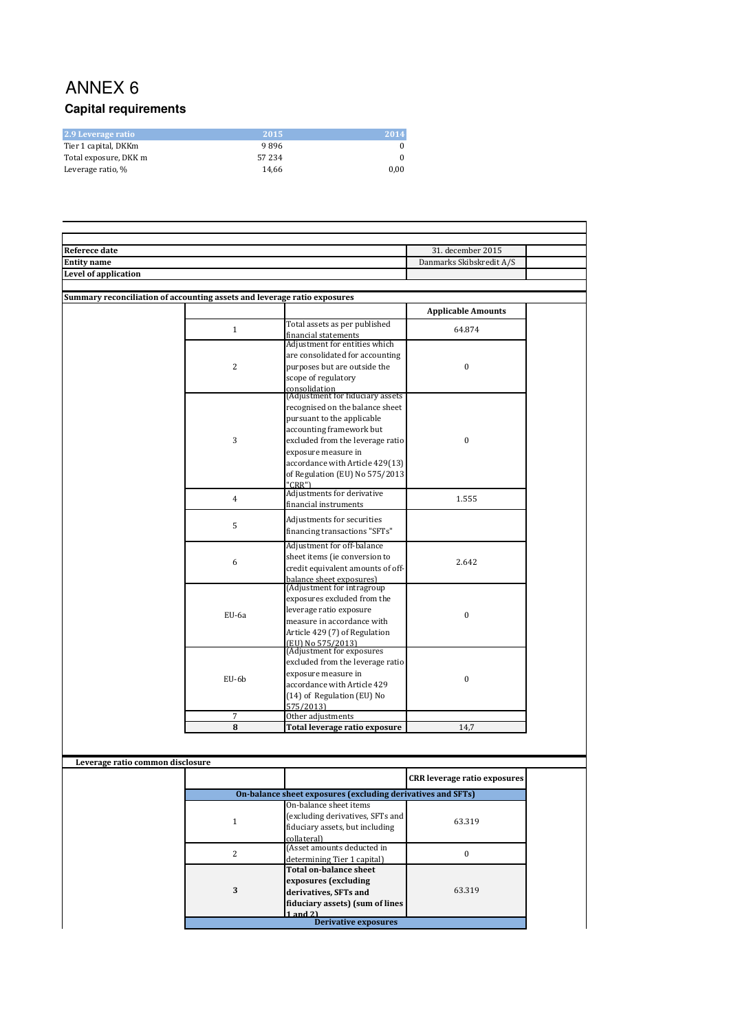# ANNEX 6

## Capital requirements

| 2.9 Leverage ratio | 2015 | 2014 |
|---|---|---|
| Tier 1 capital, DKKm | 9 896 | 0 |
| Total exposure, DKK m | 57 234 | 0 |
| Leverage ratio, % | 14,66 | 0,00 |

| | |
|---|---|
| **Referece date** | 31. december 2015 |
| **Entity name** | Danmarks Skibskredit A/S |
| **Level of application** | |

**Summary reconciliation of accounting assets and leverage ratio exposures**

| | | Applicable Amounts |
|---|---|---|
| 1 | Total assets as per published financial statements | 64.874 |
| 2 | Adjustment for entities which are consolidated for accounting purposes but are outside the scope of regulatory consolidation | 0 |
| 3 | (Adjustment for fiduciary assets recognised on the balance sheet pursuant to the applicable accounting framework but excluded from the leverage ratio exposure measure in accordance with Article 429(13) of Regulation (EU) No 575/2013 "CRR") | 0 |
| 4 | Adjustments for derivative financial instruments | 1.555 |
| 5 | Adjustments for securities financing transactions "SFTs" | |
| 6 | Adjustment for off-balance sheet items (ie conversion to credit equivalent amounts of off-balance sheet exposures) | 2.642 |
| EU-6a | (Adjustment for intragroup exposures excluded from the leverage ratio exposure measure in accordance with Article 429 (7) of Regulation (EU) No 575/2013) | 0 |
| EU-6b | (Adjustment for exposures excluded from the leverage ratio exposure measure in accordance with Article 429 (14) of Regulation (EU) No 575/2013) | 0 |
| 7 | Other adjustments | |
| **8** | **Total leverage ratio exposure** | 14,7 |

**Leverage ratio common disclosure**

| | | CRR leverage ratio exposures |
|---|---|---|
| **On-balance sheet exposures (excluding derivatives and SFTs)** | | |
| 1 | On-balance sheet items (excluding derivatives, SFTs and fiduciary assets, but including collateral) | 63.319 |
| 2 | (Asset amounts deducted in determining Tier 1 capital) | 0 |
| **3** | **Total on-balance sheet exposures (excluding derivatives, SFTs and fiduciary assets) (sum of lines 1 and 2)** | 63.319 |
| **Derivative exposures** | | |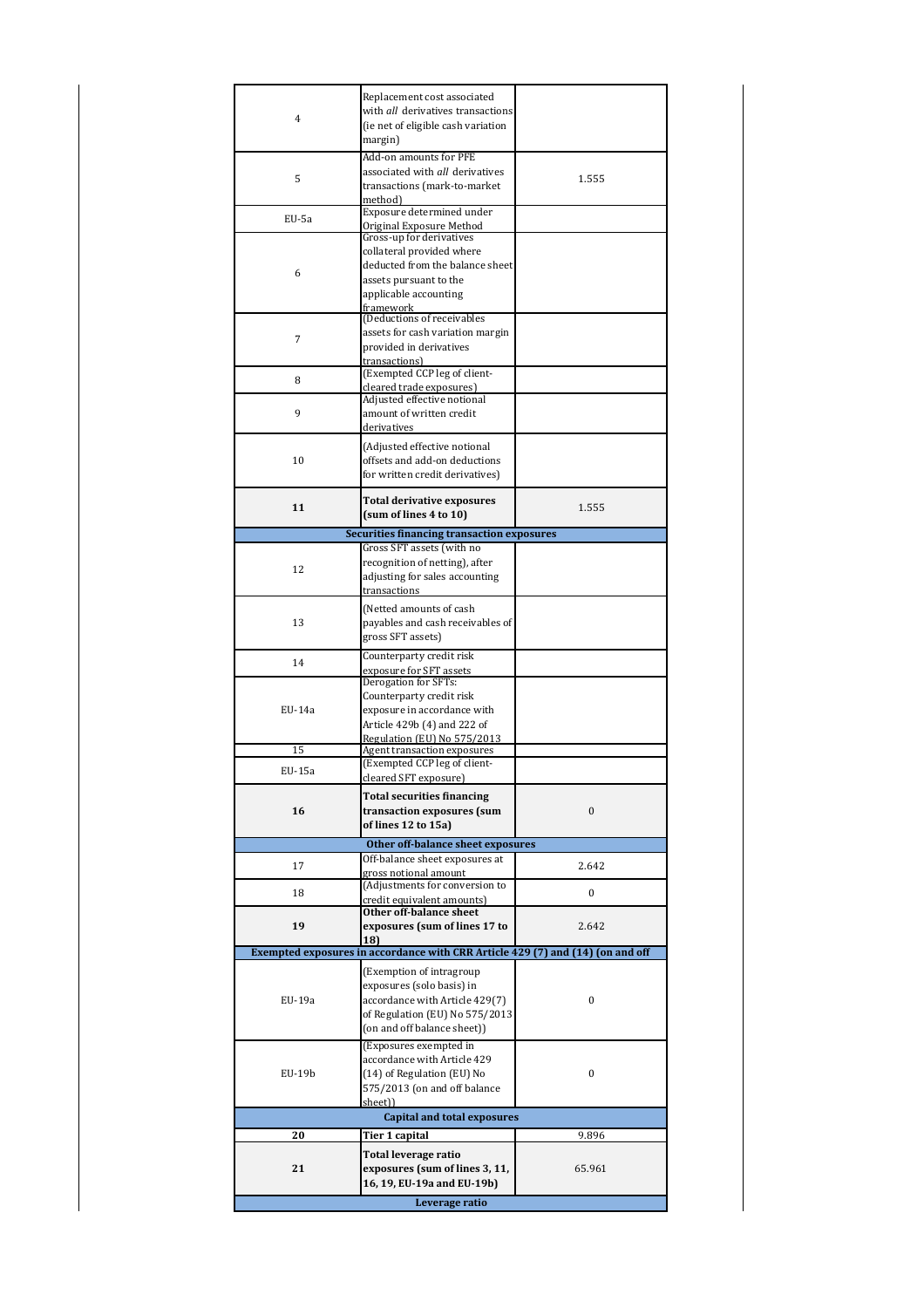| | | |
|---|---|---|
| 4 | Replacement cost associated with *all* derivatives transactions (ie net of eligible cash variation margin) | |
| 5 | Add-on amounts for PFE associated with *all* derivatives transactions (mark-to-market method) | 1.555 |
| EU-5a | Exposure determined under Original Exposure Method | |
| 6 | Gross-up for derivatives collateral provided where deducted from the balance sheet assets pursuant to the applicable accounting framework | |
| 7 | (Deductions of receivables assets for cash variation margin provided in derivatives transactions) | |
| 8 | (Exempted CCP leg of client-cleared trade exposures) | |
| 9 | Adjusted effective notional amount of written credit derivatives | |
| 10 | (Adjusted effective notional offsets and add-on deductions for written credit derivatives) | |
| **11** | **Total derivative exposures (sum of lines 4 to 10)** | 1.555 |
| **Securities financing transaction exposures** | | |
| 12 | Gross SFT assets (with no recognition of netting), after adjusting for sales accounting transactions | |
| 13 | (Netted amounts of cash payables and cash receivables of gross SFT assets) | |
| 14 | Counterparty credit risk exposure for SFT assets | |
| EU-14a | Derogation for SFTs: Counterparty credit risk exposure in accordance with Article 429b (4) and 222 of Regulation (EU) No 575/2013 | |
| 15 | Agent transaction exposures | |
| EU-15a | (Exempted CCP leg of client-cleared SFT exposure) | |
| **16** | **Total securities financing transaction exposures (sum of lines 12 to 15a)** | 0 |
| **Other off-balance sheet exposures** | | |
| 17 | Off-balance sheet exposures at gross notional amount | 2.642 |
| 18 | (Adjustments for conversion to credit equivalent amounts) | 0 |
| **19** | **Other off-balance sheet exposures (sum of lines 17 to 18)** | 2.642 |
| **Exempted exposures in accordance with CRR Article 429 (7) and (14) (on and off** | | |
| EU-19a | (Exemption of intragroup exposures (solo basis) in accordance with Article 429(7) of Regulation (EU) No 575/2013 (on and off balance sheet)) | 0 |
| EU-19b | (Exposures exempted in accordance with Article 429 (14) of Regulation (EU) No 575/2013 (on and off balance sheet)) | 0 |
| **Capital and total exposures** | | |
| **20** | **Tier 1 capital** | 9.896 |
| **21** | **Total leverage ratio exposures (sum of lines 3, 11, 16, 19, EU-19a and EU-19b)** | 65.961 |
| **Leverage ratio** | | |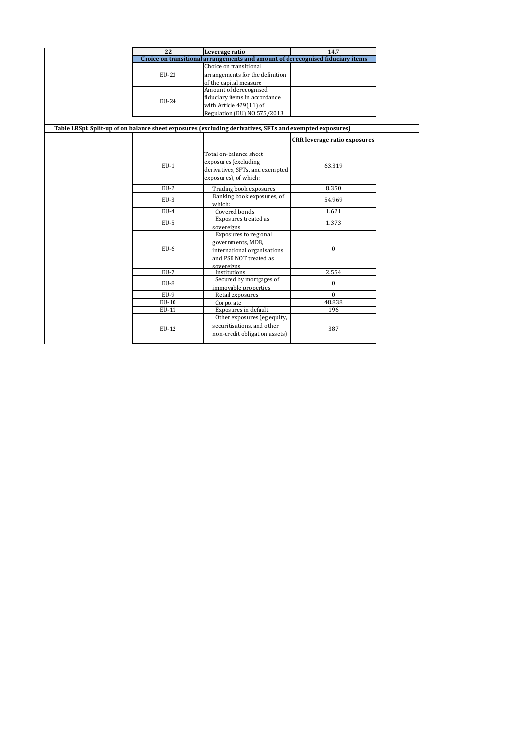| 22 | Leverage ratio | 14,7 |
|---|---|---|
| **Choice on transitional arrangements and amount of derecognised fiduciary items** | | |
| EU-23 | Choice on transitional arrangements for the definition of the capital measure | |
| EU-24 | Amount of derecognised fiduciary items in accordance with Article 429(11) of Regulation (EU) NO 575/2013 | |

**Table LRSpl: Split-up of on balance sheet exposures (excluding derivatives, SFTs and exempted exposures)**

| | | CRR leverage ratio exposures |
|---|---|---|
| EU-1 | Total on-balance sheet exposures (excluding derivatives, SFTs, and exempted exposures), of which: | 63.319 |
| EU-2 | Trading book exposures | 8.350 |
| EU-3 | Banking book exposures, of which: | 54.969 |
| EU-4 | Covered bonds | 1.621 |
| EU-5 | Exposures treated as sovereigns | 1.373 |
| EU-6 | Exposures to regional governments, MDB, international organisations and PSE NOT treated as sovereigns | 0 |
| EU-7 | Institutions | 2.554 |
| EU-8 | Secured by mortgages of immovable properties | 0 |
| EU-9 | Retail exposures | 0 |
| EU-10 | Corporate | 48.838 |
| EU-11 | Exposures in default | 196 |
| EU-12 | Other exposures (eg equity, securitisations, and other non-credit obligation assets) | 387 |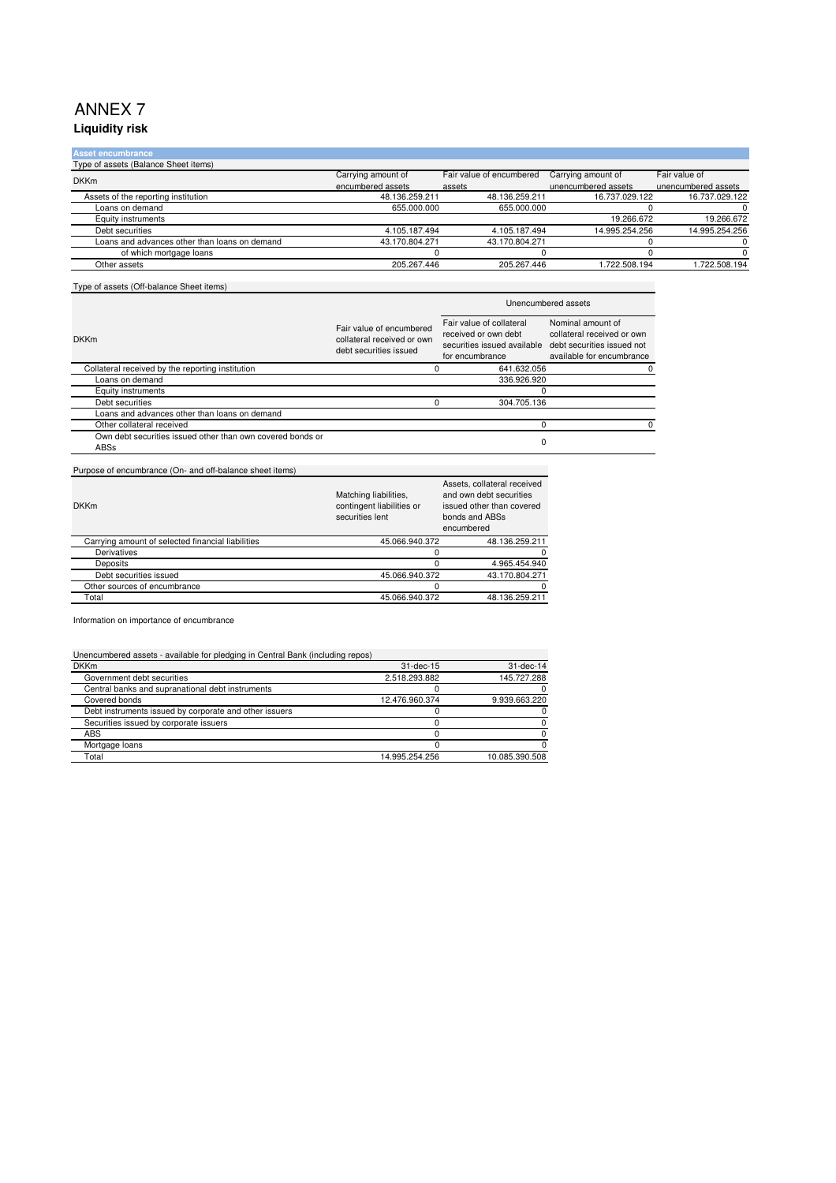# ANNEX 7

## Liquidity risk

### Asset encumbrance

Type of assets (Balance Sheet items)

| DKKm | Carrying amount of encumbered assets | Fair value of encumbered assets | Carrying amount of unencumbered assets | Fair value of unencumbered assets |
|---|---|---|---|---|
| Assets of the reporting institution | 48.136.259.211 | 48.136.259.211 | 16.737.029.122 | 16.737.029.122 |
| Loans on demand | 655.000.000 | 655.000.000 | 0 | 0 |
| Equity instruments | | | 19.266.672 | 19.266.672 |
| Debt securities | 4.105.187.494 | 4.105.187.494 | 14.995.254.256 | 14.995.254.256 |
| Loans and advances other than loans on demand | 43.170.804.271 | 43.170.804.271 | 0 | 0 |
| of which mortgage loans | 0 | 0 | 0 | 0 |
| Other assets | 205.267.446 | 205.267.446 | 1.722.508.194 | 1.722.508.194 |

Type of assets (Off-balance Sheet items)

| DKKm | Fair value of encumbered collateral received or own debt securities issued | Unencumbered assets | |
|---|---|---|---|
| | | Fair value of collateral received or own debt securities issued available for encumbrance | Nominal amount of collateral received or own debt securities issued not available for encumbrance |
| Collateral received by the reporting institution | 0 | 641.632.056 | 0 |
| Loans on demand | | 336.926.920 | |
| Equity instruments | | 0 | |
| Debt securities | 0 | 304.705.136 | |
| Loans and advances other than loans on demand | | | |
| Other collateral received | | 0 | 0 |
| Own debt securities issued other than own covered bonds or ABSs | | 0 | |

Purpose of encumbrance (On- and off-balance sheet items)

| DKKm | Matching liabilities, contingent liabilities or securities lent | Assets, collateral received and own debt securities issued other than covered bonds and ABSs encumbered |
|---|---|---|
| Carrying amount of selected financial liabilities | 45.066.940.372 | 48.136.259.211 |
| Derivatives | 0 | 0 |
| Deposits | 0 | 4.965.454.940 |
| Debt securities issued | 45.066.940.372 | 43.170.804.271 |
| Other sources of encumbrance | 0 | 0 |
| Total | 45.066.940.372 | 48.136.259.211 |

Information on importance of encumbrance

Unencumbered assets - available for pledging in Central Bank (including repos)

| DKKm | 31-dec-15 | 31-dec-14 |
|---|---|---|
| Government debt securities | 2.518.293.882 | 145.727.288 |
| Central banks and supranational debt instruments | 0 | 0 |
| Covered bonds | 12.476.960.374 | 9.939.663.220 |
| Debt instruments issued by corporate and other issuers | 0 | 0 |
| Securities issued by corporate issuers | 0 | 0 |
| ABS | 0 | 0 |
| Mortgage loans | 0 | 0 |
| Total | 14.995.254.256 | 10.085.390.508 |